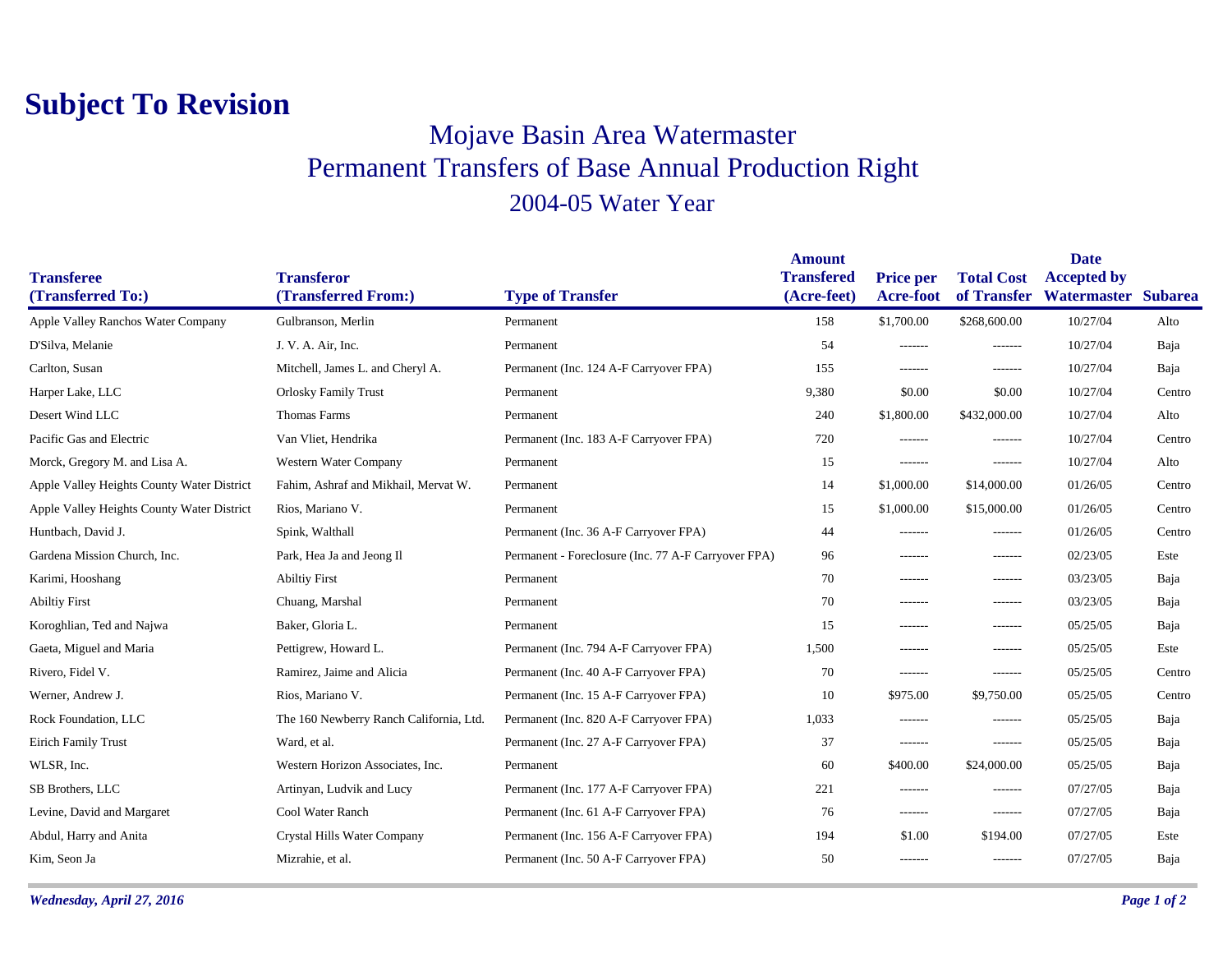# Subject To Revision

## Mojave Basin Area Watermaster
## Permanent Transfers of Base Annual Production Right
## 2004-05 Water Year

| Transferee (Transferred To:) | Transferor (Transferred From:) | Type of Transfer | Amount Transfered (Acre-feet) | Price per Acre-foot | Total Cost of Transfer | Date Accepted by Watermaster | Subarea |
|---|---|---|---|---|---|---|---|
| Apple Valley Ranchos Water Company | Gulbranson, Merlin | Permanent | 158 | $1,700.00 | $268,600.00 | 10/27/04 | Alto |
| D'Silva, Melanie | J. V. A. Air, Inc. | Permanent | 54 | ------- | ------- | 10/27/04 | Baja |
| Carlton, Susan | Mitchell, James L. and Cheryl A. | Permanent (Inc. 124 A-F Carryover FPA) | 155 | ------- | ------- | 10/27/04 | Baja |
| Harper Lake, LLC | Orlosky Family Trust | Permanent | 9,380 | $0.00 | $0.00 | 10/27/04 | Centro |
| Desert Wind LLC | Thomas Farms | Permanent | 240 | $1,800.00 | $432,000.00 | 10/27/04 | Alto |
| Pacific Gas and Electric | Van Vliet, Hendrika | Permanent (Inc. 183 A-F Carryover FPA) | 720 | ------- | ------- | 10/27/04 | Centro |
| Morck, Gregory M. and Lisa A. | Western Water Company | Permanent | 15 | ------- | ------- | 10/27/04 | Alto |
| Apple Valley Heights County Water District | Fahim, Ashraf and Mikhail, Mervat W. | Permanent | 14 | $1,000.00 | $14,000.00 | 01/26/05 | Centro |
| Apple Valley Heights County Water District | Rios, Mariano V. | Permanent | 15 | $1,000.00 | $15,000.00 | 01/26/05 | Centro |
| Huntbach, David J. | Spink, Walthall | Permanent (Inc. 36 A-F Carryover FPA) | 44 | ------- | ------- | 01/26/05 | Centro |
| Gardena Mission Church, Inc. | Park, Hea Ja and Jeong Il | Permanent - Foreclosure (Inc. 77 A-F Carryover FPA) | 96 | ------- | ------- | 02/23/05 | Este |
| Karimi, Hooshang | Abiltiy First | Permanent | 70 | ------- | ------- | 03/23/05 | Baja |
| Abiltiy First | Chuang, Marshal | Permanent | 70 | ------- | ------- | 03/23/05 | Baja |
| Koroghlian, Ted and Najwa | Baker, Gloria L. | Permanent | 15 | ------- | ------- | 05/25/05 | Baja |
| Gaeta, Miguel and Maria | Pettigrew, Howard L. | Permanent (Inc. 794 A-F Carryover FPA) | 1,500 | ------- | ------- | 05/25/05 | Este |
| Rivero, Fidel V. | Ramirez, Jaime and Alicia | Permanent (Inc. 40 A-F Carryover FPA) | 70 | ------- | ------- | 05/25/05 | Centro |
| Werner, Andrew J. | Rios, Mariano V. | Permanent (Inc. 15 A-F Carryover FPA) | 10 | $975.00 | $9,750.00 | 05/25/05 | Centro |
| Rock Foundation, LLC | The 160 Newberry Ranch California, Ltd. | Permanent (Inc. 820 A-F Carryover FPA) | 1,033 | ------- | ------- | 05/25/05 | Baja |
| Eirich Family Trust | Ward, et al. | Permanent (Inc. 27 A-F Carryover FPA) | 37 | ------- | ------- | 05/25/05 | Baja |
| WLSR, Inc. | Western Horizon Associates, Inc. | Permanent | 60 | $400.00 | $24,000.00 | 05/25/05 | Baja |
| SB Brothers, LLC | Artinyan, Ludvik and Lucy | Permanent (Inc. 177 A-F Carryover FPA) | 221 | ------- | ------- | 07/27/05 | Baja |
| Levine, David and Margaret | Cool Water Ranch | Permanent (Inc. 61 A-F Carryover FPA) | 76 | ------- | ------- | 07/27/05 | Baja |
| Abdul, Harry and Anita | Crystal Hills Water Company | Permanent (Inc. 156 A-F Carryover FPA) | 194 | $1.00 | $194.00 | 07/27/05 | Este |
| Kim, Seon Ja | Mizrahie, et al. | Permanent (Inc. 50 A-F Carryover FPA) | 50 | ------- | ------- | 07/27/05 | Baja |

*Wednesday, April 27, 2016*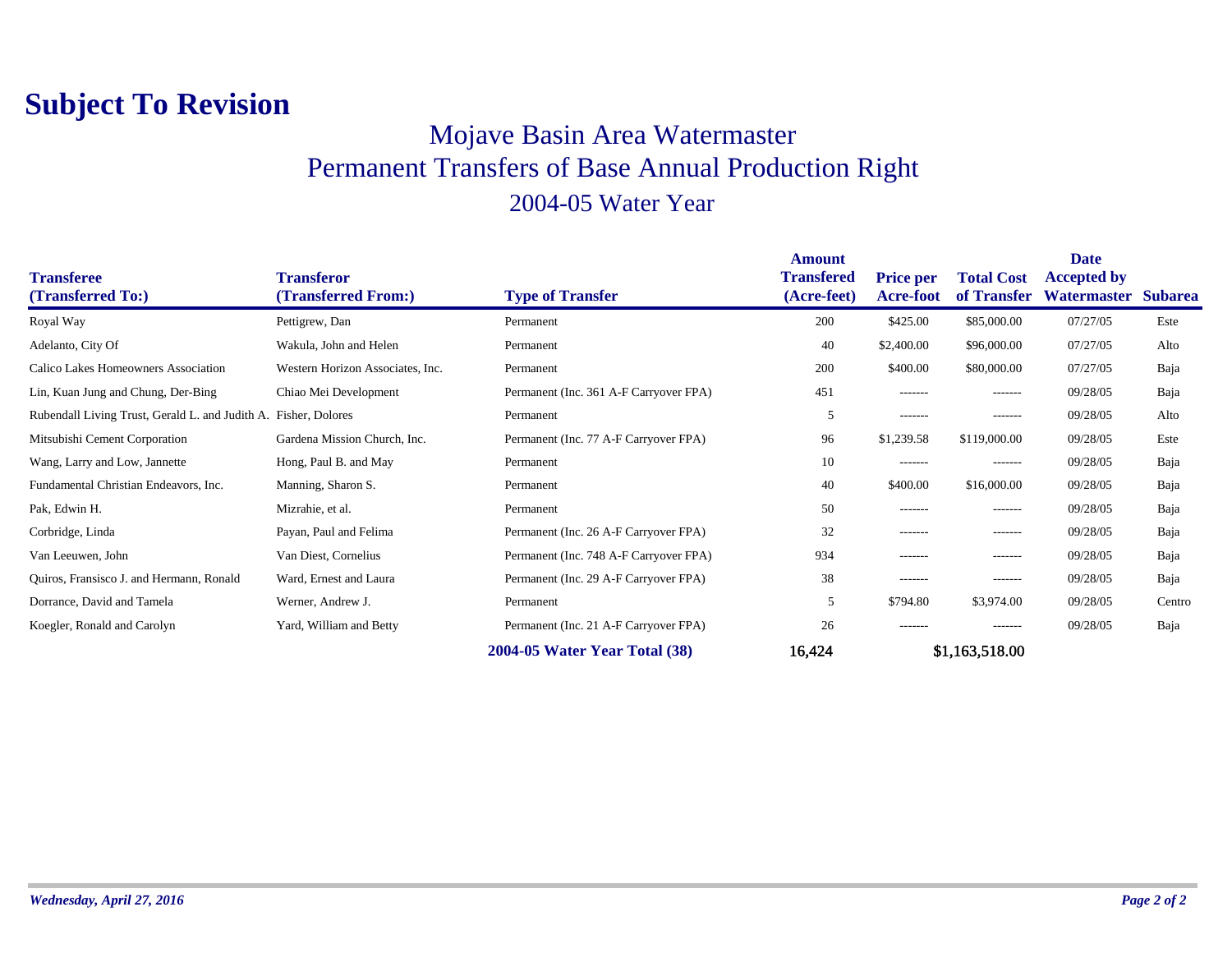# Subject To Revision

## Mojave Basin Area Watermaster
## Permanent Transfers of Base Annual Production Right
## 2004-05 Water Year

| Transferee (Transferred To:) | Transferor (Transferred From:) | Type of Transfer | Amount Transfered (Acre-feet) | Price per Acre-foot | Total Cost of Transfer | Date Accepted by Watermaster | Subarea |
|---|---|---|---|---|---|---|---|
| Royal Way | Pettigrew, Dan | Permanent | 200 | $425.00 | $85,000.00 | 07/27/05 | Este |
| Adelanto, City Of | Wakula, John and Helen | Permanent | 40 | $2,400.00 | $96,000.00 | 07/27/05 | Alto |
| Calico Lakes Homeowners Association | Western Horizon Associates, Inc. | Permanent | 200 | $400.00 | $80,000.00 | 07/27/05 | Baja |
| Lin, Kuan Jung and Chung, Der-Bing | Chiao Mei Development | Permanent (Inc. 361 A-F Carryover FPA) | 451 | ------- | ------- | 09/28/05 | Baja |
| Rubendall Living Trust, Gerald L. and Judith A. | Fisher, Dolores | Permanent | 5 | ------- | ------- | 09/28/05 | Alto |
| Mitsubishi Cement Corporation | Gardena Mission Church, Inc. | Permanent (Inc. 77 A-F Carryover FPA) | 96 | $1,239.58 | $119,000.00 | 09/28/05 | Este |
| Wang, Larry and Low, Jannette | Hong, Paul B. and May | Permanent | 10 | ------- | ------- | 09/28/05 | Baja |
| Fundamental Christian Endeavors, Inc. | Manning, Sharon S. | Permanent | 40 | $400.00 | $16,000.00 | 09/28/05 | Baja |
| Pak, Edwin H. | Mizrahie, et al. | Permanent | 50 | ------- | ------- | 09/28/05 | Baja |
| Corbridge, Linda | Payan, Paul and Felima | Permanent (Inc. 26 A-F Carryover FPA) | 32 | ------- | ------- | 09/28/05 | Baja |
| Van Leeuwen, John | Van Diest, Cornelius | Permanent (Inc. 748 A-F Carryover FPA) | 934 | ------- | ------- | 09/28/05 | Baja |
| Quiros, Fransisco J. and Hermann, Ronald | Ward, Ernest and Laura | Permanent (Inc. 29 A-F Carryover FPA) | 38 | ------- | ------- | 09/28/05 | Baja |
| Dorrance, David and Tamela | Werner, Andrew J. | Permanent | 5 | $794.80 | $3,974.00 | 09/28/05 | Centro |
| Koegler, Ronald and Carolyn | Yard, William and Betty | Permanent (Inc. 21 A-F Carryover FPA) | 26 | ------- | ------- | 09/28/05 | Baja |
| | | **2004-05 Water Year Total (38)** | 16,424 | | $1,163,518.00 | | |

*Wednesday, April 27, 2016*